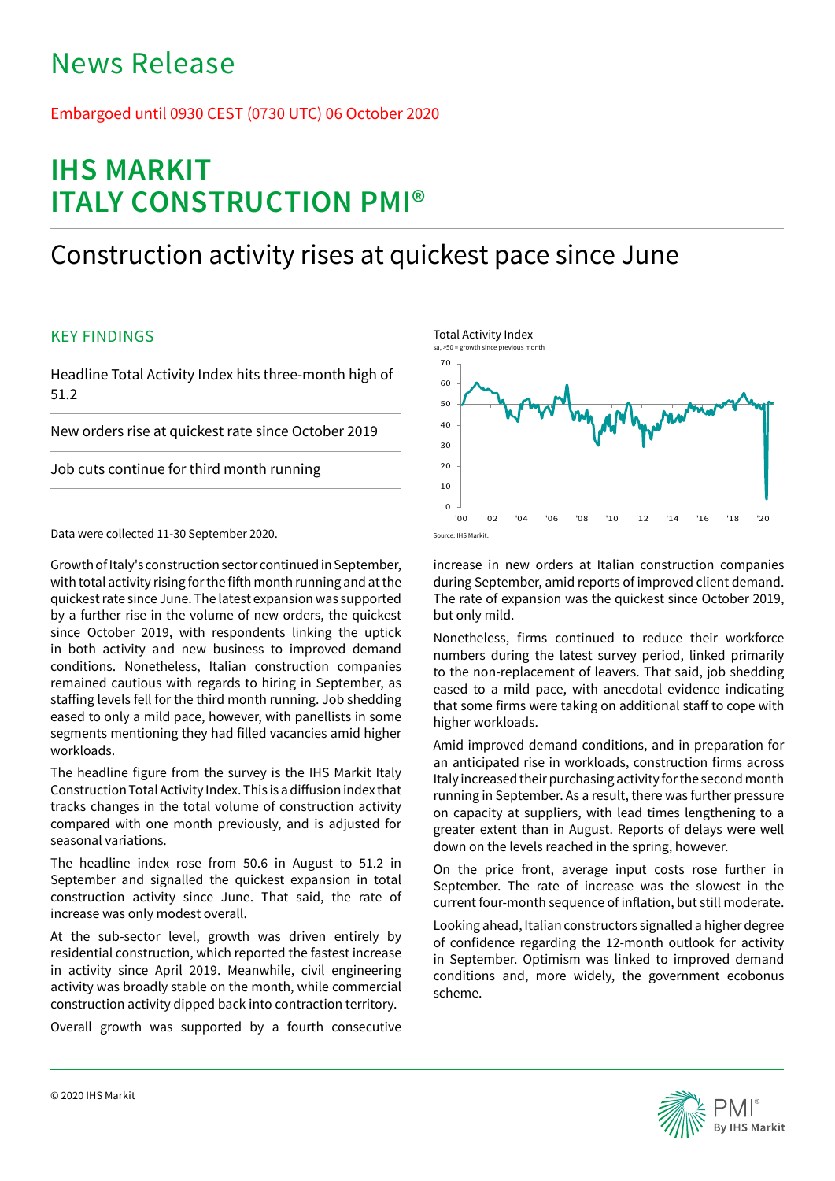# News Release

Embargoed until 0930 CEST (0730 UTC) 06 October 2020

# IHS MARKIT ITALY CONSTRUCTION PMI®

## Construction activity rises at quickest pace since June

### KEY FINDINGS

Headline Total Activity Index hits three-month high of 51.2

New orders rise at quickest rate since October 2019

Job cuts continue for third month running

Data were collected 11-30 September 2020.

Total Activity Index
sa, >50 = growth since previous month

Source: IHS Markit.

Growth of Italy's construction sector continued in September, with total activity rising for the fifth month running and at the quickest rate since June. The latest expansion was supported by a further rise in the volume of new orders, the quickest since October 2019, with respondents linking the uptick in both activity and new business to improved demand conditions. Nonetheless, Italian construction companies remained cautious with regards to hiring in September, as staffing levels fell for the third month running. Job shedding eased to only a mild pace, however, with panellists in some segments mentioning they had filled vacancies amid higher workloads.

The headline figure from the survey is the IHS Markit Italy Construction Total Activity Index. This is a diffusion index that tracks changes in the total volume of construction activity compared with one month previously, and is adjusted for seasonal variations.

The headline index rose from 50.6 in August to 51.2 in September and signalled the quickest expansion in total construction activity since June. That said, the rate of increase was only modest overall.

At the sub-sector level, growth was driven entirely by residential construction, which reported the fastest increase in activity since April 2019. Meanwhile, civil engineering activity was broadly stable on the month, while commercial construction activity dipped back into contraction territory.

Overall growth was supported by a fourth consecutive increase in new orders at Italian construction companies during September, amid reports of improved client demand. The rate of expansion was the quickest since October 2019, but only mild.

Nonetheless, firms continued to reduce their workforce numbers during the latest survey period, linked primarily to the non-replacement of leavers. That said, job shedding eased to a mild pace, with anecdotal evidence indicating that some firms were taking on additional staff to cope with higher workloads.

Amid improved demand conditions, and in preparation for an anticipated rise in workloads, construction firms across Italy increased their purchasing activity for the second month running in September. As a result, there was further pressure on capacity at suppliers, with lead times lengthening to a greater extent than in August. Reports of delays were well down on the levels reached in the spring, however.

On the price front, average input costs rose further in September. The rate of increase was the slowest in the current four-month sequence of inflation, but still moderate.

Looking ahead, Italian constructors signalled a higher degree of confidence regarding the 12-month outlook for activity in September. Optimism was linked to improved demand conditions and, more widely, the government ecobonus scheme.

© 2020 IHS Markit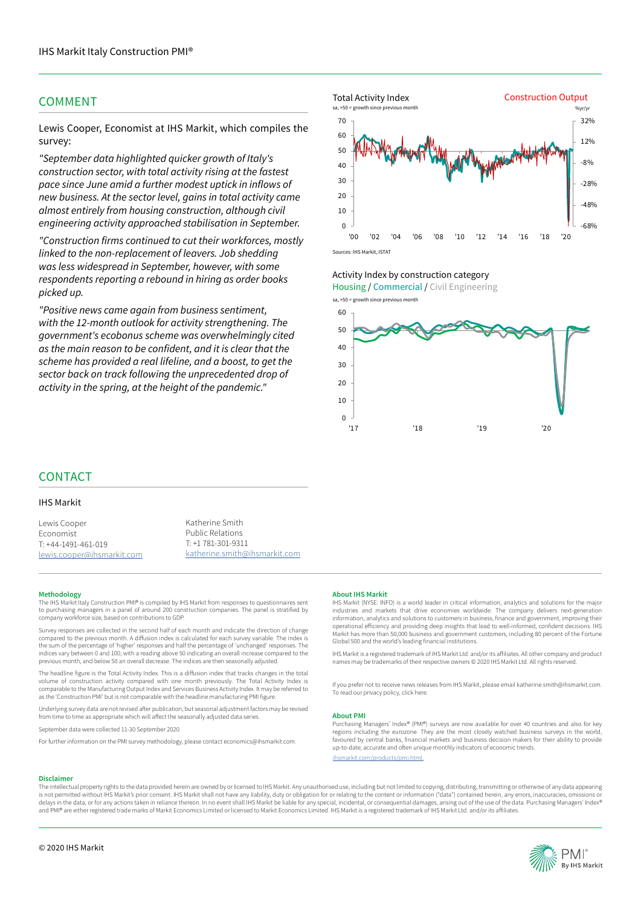## COMMENT

Lewis Cooper, Economist at IHS Markit, which compiles the survey:

*"September data highlighted quicker growth of Italy's construction sector, with total activity rising at the fastest pace since June amid a further modest uptick in inflows of new business. At the sector level, gains in total activity came almost entirely from housing construction, although civil engineering activity approached stabilisation in September.*

*"Construction firms continued to cut their workforces, mostly linked to the non-replacement of leavers. Job shedding was less widespread in September, however, with some respondents reporting a rebound in hiring as order books picked up.*

*"Positive news came again from business sentiment, with the 12-month outlook for activity strengthening. The government's ecobonus scheme was overwhelmingly cited as the main reason to be confident, and it is clear that the scheme has provided a real lifeline, and a boost, to get the sector back on track following the unprecedented drop of activity in the spring, at the height of the pandemic."*

Total Activity Index
sa, >50 = growth since previous month
Construction Output
%yr/yr
70
60
50
40
30
20
10
0
32%
12%
-8%
-28%
-48%
-68%
'00 '02 '04 '06 '08 '10 '12 '14 '16 '18 '20
Sources: IHS Markit, ISTAT

Activity Index by construction category
Housing / Commercial / Civil Engineering
sa, >50 = growth since previous month
60
50
40
30
20
10
0
'17 '18 '19 '20

## CONTACT

### IHS Markit

Lewis Cooper
Economist
T: +44-1491-461-019
lewis.cooper@ihsmarkit.com

Katherine Smith
Public Relations
T: +1 781-301-9311
katherine.smith@ihsmarkit.com

#### Methodology

The IHS Markit Italy Construction PMI® is compiled by IHS Markit from responses to questionnaires sent to purchasing managers in a panel of around 200 construction companies. The panel is stratified by company workforce size, based on contributions to GDP.

Survey responses are collected in the second half of each month and indicate the direction of change compared to the previous month. A diffusion index is calculated for each survey variable. The index is the sum of the percentage of 'higher' responses and half the percentage of 'unchanged' responses. The indices vary between 0 and 100, with a reading above 50 indicating an overall increase compared to the previous month, and below 50 an overall decrease. The indices are then seasonally adjusted.

The headline figure is the Total Activity Index. This is a diffusion index that tracks changes in the total volume of construction activity compared with one month previously. The Total Activity Index is comparable to the Manufacturing Output Index and Services Business Activity Index. It may be referred to as the 'Construction PMI' but is not comparable with the headline manufacturing PMI figure.

Underlying survey data are not revised after publication, but seasonal adjustment factors may be revised from time to time as appropriate which will affect the seasonally adjusted data series.

September data were collected 11-30 September 2020.

For further information on the PMI survey methodology, please contact economics@ihsmarkit.com.

#### About IHS Markit

IHS Markit (NYSE: INFO) is a world leader in critical information, analytics and solutions for the major industries and markets that drive economies worldwide. The company delivers next-generation information, analytics and solutions to customers in business, finance and government, improving their operational efficiency and providing deep insights that lead to well-informed, confident decisions. IHS Markit has more than 50,000 business and government customers, including 80 percent of the Fortune Global 500 and the world's leading financial institutions.

IHS Markit is a registered trademark of IHS Markit Ltd. and/or its affiliates. All other company and product names may be trademarks of their respective owners © 2020 IHS Markit Ltd. All rights reserved.

If you prefer not to receive news releases from IHS Markit, please email katherine.smith@ihsmarkit.com. To read our privacy policy, click here.

#### About PMI

Purchasing Managers' Index® (PMI®) surveys are now available for over 40 countries and also for key regions including the eurozone. They are the most closely watched business surveys in the world, favoured by central banks, financial markets and business decision makers for their ability to provide up-to-date, accurate and often unique monthly indicators of economic trends.

ihsmarkit.com/products/pmi.html.

#### Disclaimer

The intellectual property rights to the data provided herein are owned by or licensed to IHS Markit. Any unauthorised use, including but not limited to copying, distributing, transmitting or otherwise of any data appearing is not permitted without IHS Markit's prior consent. IHS Markit shall not have any liability, duty or obligation for or relating to the content or information ("data") contained herein, any errors, inaccuracies, omissions or delays in the data, or for any actions taken in reliance thereon. In no event shall IHS Markit be liable for any special, incidental, or consequential damages, arising out of the use of the data. Purchasing Managers' Index® and PMI® are either registered trade marks of Markit Economics Limited or licensed to Markit Economics Limited. IHS Markit is a registered trademark of IHS Markit Ltd. and/or its affiliates.

© 2020 IHS Markit